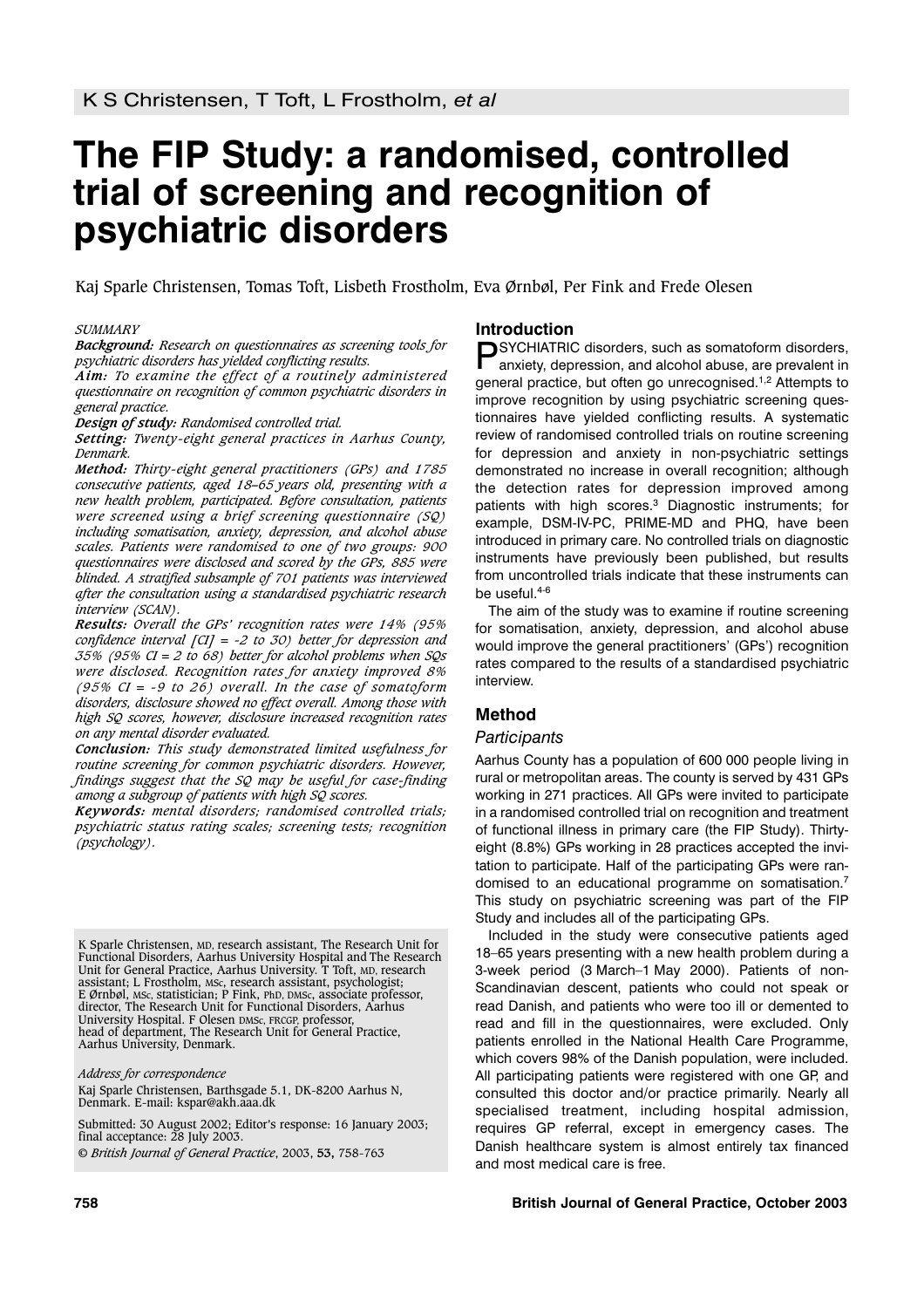# The FIP Study: a randomised, controlled trial of screening and recognition of psychiatric disorders

Kaj Sparle Christensen, Tomas Toft, Lisbeth Frostholm, Eva Ørnbøl, Per Fink and Frede Olesen

*SUMMARY*

***Background:*** *Research on questionnaires as screening tools for psychiatric disorders has yielded conflicting results.*

***Aim:*** *To examine the effect of a routinely administered questionnaire on recognition of common psychiatric disorders in general practice.*

***Design of study:*** *Randomised controlled trial.*

***Setting:*** *Twenty-eight general practices in Aarhus County, Denmark.*

***Method:*** *Thirty-eight general practitioners (GPs) and 1785 consecutive patients, aged 18–65 years old, presenting with a new health problem, participated. Before consultation, patients were screened using a brief screening questionnaire (SQ) including somatisation, anxiety, depression, and alcohol abuse scales. Patients were randomised to one of two groups: 900 questionnaires were disclosed and scored by the GPs, 885 were blinded. A stratified subsample of 701 patients was interviewed after the consultation using a standardised psychiatric research interview (SCAN).*

***Results:*** *Overall the GPs' recognition rates were 14% (95% confidence interval [CI] = -2 to 30) better for depression and 35% (95% CI = 2 to 68) better for alcohol problems when SQs were disclosed. Recognition rates for anxiety improved 8% (95% CI = -9 to 26) overall. In the case of somatoform disorders, disclosure showed no effect overall. Among those with high SQ scores, however, disclosure increased recognition rates on any mental disorder evaluated.*

***Conclusion:*** *This study demonstrated limited usefulness for routine screening for common psychiatric disorders. However, findings suggest that the SQ may be useful for case-finding among a subgroup of patients with high SQ scores.*

***Keywords:*** *mental disorders; randomised controlled trials; psychiatric status rating scales; screening tests; recognition (psychology).*

K Sparle Christensen, MD, research assistant, The Research Unit for Functional Disorders, Aarhus University Hospital and The Research Unit for General Practice, Aarhus University. T Toft, MD, research assistant; L Frostholm, MSc, research assistant, psychologist; E Ørnbøl, MSc, statistician; P Fink, PhD, DMSc, associate professor, director, The Research Unit for Functional Disorders, Aarhus University Hospital. F Olesen DMSc, FRCGP, professor, head of department, The Research Unit for General Practice, Aarhus University, Denmark.

*Address for correspondence*

Kaj Sparle Christensen, Barthsgade 5.1, DK-8200 Aarhus N, Denmark. E-mail: kspar@akh.aaa.dk

Submitted: 30 August 2002; Editor's response: 16 January 2003; final acceptance: 28 July 2003.

© *British Journal of General Practice*, 2003, **53**, 758-763

## Introduction

PSYCHIATRIC disorders, such as somatoform disorders, anxiety, depression, and alcohol abuse, are prevalent in general practice, but often go unrecognised.[1,2] Attempts to improve recognition by using psychiatric screening questionnaires have yielded conflicting results. A systematic review of randomised controlled trials on routine screening for depression and anxiety in non-psychiatric settings demonstrated no increase in overall recognition; although the detection rates for depression improved among patients with high scores.[3] Diagnostic instruments; for example, DSM-IV-PC, PRIME-MD and PHQ, have been introduced in primary care. No controlled trials on diagnostic instruments have previously been published, but results from uncontrolled trials indicate that these instruments can be useful.[4-6]

The aim of the study was to examine if routine screening for somatisation, anxiety, depression, and alcohol abuse would improve the general practitioners' (GPs') recognition rates compared to the results of a standardised psychiatric interview.

## Method

### Participants

Aarhus County has a population of 600 000 people living in rural or metropolitan areas. The county is served by 431 GPs working in 271 practices. All GPs were invited to participate in a randomised controlled trial on recognition and treatment of functional illness in primary care (the FIP Study). Thirty-eight (8.8%) GPs working in 28 practices accepted the invitation to participate. Half of the participating GPs were randomised to an educational programme on somatisation.[7] This study on psychiatric screening was part of the FIP Study and includes all of the participating GPs.

Included in the study were consecutive patients aged 18–65 years presenting with a new health problem during a 3-week period (3 March–1 May 2000). Patients of non-Scandinavian descent, patients who could not speak or read Danish, and patients who were too ill or demented to read and fill in the questionnaires, were excluded. Only patients enrolled in the National Health Care Programme, which covers 98% of the Danish population, were included. All participating patients were registered with one GP, and consulted this doctor and/or practice primarily. Nearly all specialised treatment, including hospital admission, requires GP referral, except in emergency cases. The Danish healthcare system is almost entirely tax financed and most medical care is free.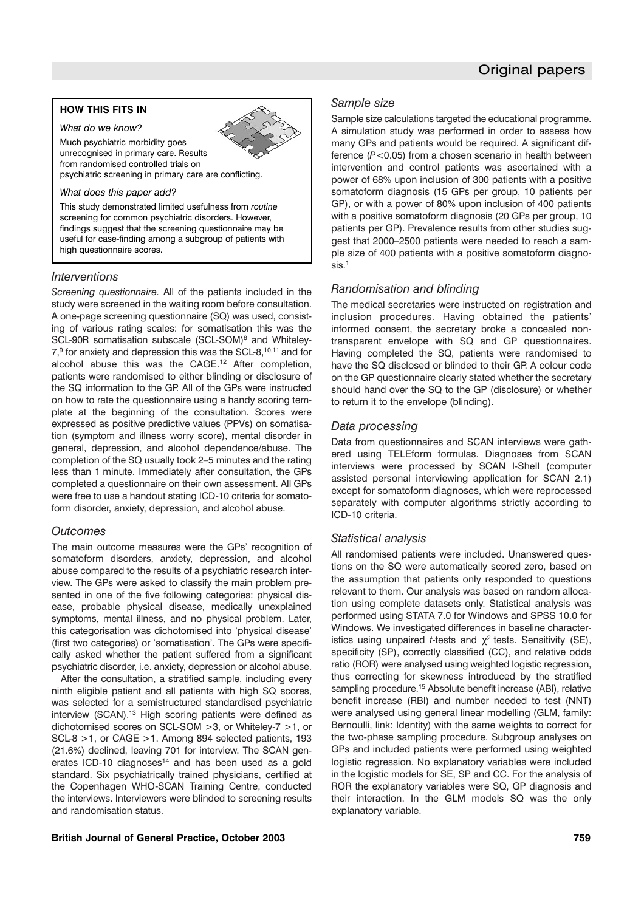### HOW THIS FITS IN

*What do we know?*

Much psychiatric morbidity goes unrecognised in primary care. Results from randomised controlled trials on psychiatric screening in primary care are conflicting.

*What does this paper add?*

This study demonstrated limited usefulness from *routine* screening for common psychiatric disorders. However, findings suggest that the screening questionnaire may be useful for case-finding among a subgroup of patients with high questionnaire scores.

## Interventions

*Screening questionnaire.* All of the patients included in the study were screened in the waiting room before consultation. A one-page screening questionnaire (SQ) was used, consisting of various rating scales: for somatisation this was the SCL-90R somatisation subscale (SCL-SOM)[8] and Whiteley-7,[9] for anxiety and depression this was the SCL-8,[10,11] and for alcohol abuse this was the CAGE.[12] After completion, patients were randomised to either blinding or disclosure of the SQ information to the GP. All of the GPs were instructed on how to rate the questionnaire using a handy scoring template at the beginning of the consultation. Scores were expressed as positive predictive values (PPVs) on somatisation (symptom and illness worry score), mental disorder in general, depression, and alcohol dependence/abuse. The completion of the SQ usually took 2–5 minutes and the rating less than 1 minute. Immediately after consultation, the GPs completed a questionnaire on their own assessment. All GPs were free to use a handout stating ICD-10 criteria for somatoform disorder, anxiety, depression, and alcohol abuse.

## Outcomes

The main outcome measures were the GPs' recognition of somatoform disorders, anxiety, depression, and alcohol abuse compared to the results of a psychiatric research interview. The GPs were asked to classify the main problem presented in one of the five following categories: physical disease, probable physical disease, medically unexplained symptoms, mental illness, and no physical problem. Later, this categorisation was dichotomised into 'physical disease' (first two categories) or 'somatisation'. The GPs were specifically asked whether the patient suffered from a significant psychiatric disorder, i.e. anxiety, depression or alcohol abuse.

After the consultation, a stratified sample, including every ninth eligible patient and all patients with high SQ scores, was selected for a semistructured standardised psychiatric interview (SCAN).[13] High scoring patients were defined as dichotomised scores on SCL-SOM >3, or Whiteley-7 >1, or SCL-8 >1, or CAGE >1. Among 894 selected patients, 193 (21.6%) declined, leaving 701 for interview. The SCAN generates ICD-10 diagnoses[14] and has been used as a gold standard. Six psychiatrically trained physicians, certified at the Copenhagen WHO-SCAN Training Centre, conducted the interviews. Interviewers were blinded to screening results and randomisation status.

## Sample size

Sample size calculations targeted the educational programme. A simulation study was performed in order to assess how many GPs and patients would be required. A significant difference ($P<0.05$) from a chosen scenario in health between intervention and control patients was ascertained with a power of 68% upon inclusion of 300 patients with a positive somatoform diagnosis (15 GPs per group, 10 patients per GP), or with a power of 80% upon inclusion of 400 patients with a positive somatoform diagnosis (20 GPs per group, 10 patients per GP). Prevalence results from other studies suggest that 2000–2500 patients were needed to reach a sample size of 400 patients with a positive somatoform diagnosis.[1]

## Randomisation and blinding

The medical secretaries were instructed on registration and inclusion procedures. Having obtained the patients' informed consent, the secretary broke a concealed non-transparent envelope with SQ and GP questionnaires. Having completed the SQ, patients were randomised to have the SQ disclosed or blinded to their GP. A colour code on the GP questionnaire clearly stated whether the secretary should hand over the SQ to the GP (disclosure) or whether to return it to the envelope (blinding).

## Data processing

Data from questionnaires and SCAN interviews were gathered using TELEform formulas. Diagnoses from SCAN interviews were processed by SCAN I-Shell (computer assisted personal interviewing application for SCAN 2.1) except for somatoform diagnoses, which were reprocessed separately with computer algorithms strictly according to ICD-10 criteria.

## Statistical analysis

All randomised patients were included. Unanswered questions on the SQ were automatically scored zero, based on the assumption that patients only responded to questions relevant to them. Our analysis was based on random allocation using complete datasets only. Statistical analysis was performed using STATA 7.0 for Windows and SPSS 10.0 for Windows. We investigated differences in baseline characteristics using unpaired *t*-tests and $\chi^2$ tests. Sensitivity (SE), specificity (SP), correctly classified (CC), and relative odds ratio (ROR) were analysed using weighted logistic regression, thus correcting for skewness introduced by the stratified sampling procedure.[15] Absolute benefit increase (ABI), relative benefit increase (RBI) and number needed to test (NNT) were analysed using general linear modelling (GLM, family: Bernoulli, link: Identity) with the same weights to correct for the two-phase sampling procedure. Subgroup analyses on GPs and included patients were performed using weighted logistic regression. No explanatory variables were included in the logistic models for SE, SP and CC. For the analysis of ROR the explanatory variables were SQ, GP diagnosis and their interaction. In the GLM models SQ was the only explanatory variable.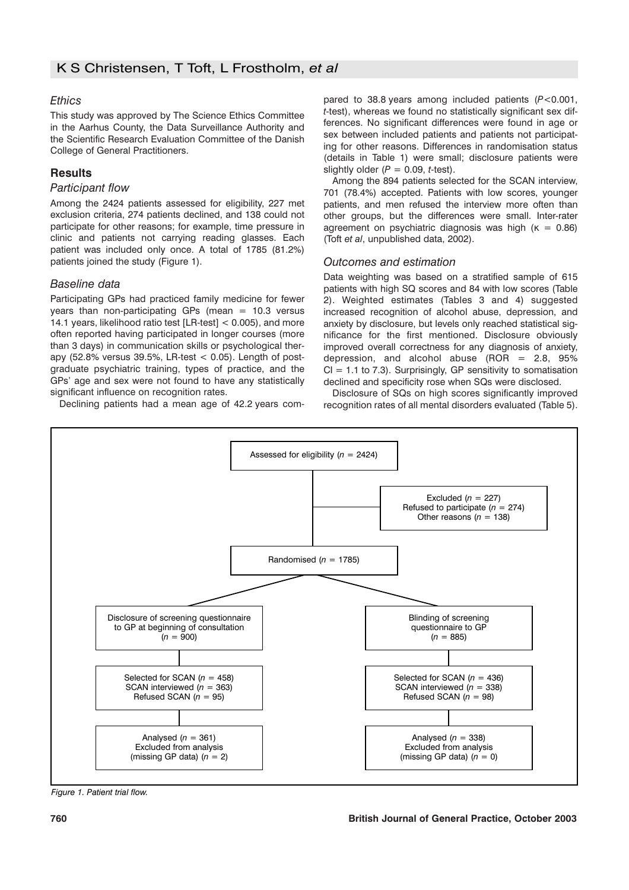### *Ethics*

This study was approved by The Science Ethics Committee in the Aarhus County, the Data Surveillance Authority and the Scientific Research Evaluation Committee of the Danish College of General Practitioners.

## Results

### *Participant flow*

Among the 2424 patients assessed for eligibility, 227 met exclusion criteria, 274 patients declined, and 138 could not participate for other reasons; for example, time pressure in clinic and patients not carrying reading glasses. Each patient was included only once. A total of 1785 (81.2%) patients joined the study (Figure 1).

### *Baseline data*

Participating GPs had practiced family medicine for fewer years than non-participating GPs (mean = 10.3 versus 14.1 years, likelihood ratio test [LR-test] < 0.005), and more often reported having participated in longer courses (more than 3 days) in communication skills or psychological therapy (52.8% versus 39.5%, LR-test < 0.05). Length of postgraduate psychiatric training, types of practice, and the GPs' age and sex were not found to have any statistically significant influence on recognition rates.

Declining patients had a mean age of 42.2 years compared to 38.8 years among included patients ($P<0.001$, *t*-test), whereas we found no statistically significant sex differences. No significant differences were found in age or sex between included patients and patients not participating for other reasons. Differences in randomisation status (details in Table 1) were small; disclosure patients were slightly older ($P = 0.09$, *t*-test).

Among the 894 patients selected for the SCAN interview, 701 (78.4%) accepted. Patients with low scores, younger patients, and men refused the interview more often than other groups, but the differences were small. Inter-rater agreement on psychiatric diagnosis was high ($\kappa = 0.86$) (Toft *et al*, unpublished data, 2002).

### *Outcomes and estimation*

Data weighting was based on a stratified sample of 615 patients with high SQ scores and 84 with low scores (Table 2). Weighted estimates (Tables 3 and 4) suggested increased recognition of alcohol abuse, depression, and anxiety by disclosure, but levels only reached statistical significance for the first mentioned. Disclosure obviously improved overall correctness for any diagnosis of anxiety, depression, and alcohol abuse (ROR = 2.8, 95% CI = 1.1 to 7.3). Surprisingly, GP sensitivity to somatisation declined and specificity rose when SQs were disclosed.

Disclosure of SQs on high scores significantly improved recognition rates of all mental disorders evaluated (Table 5).

Assessed for eligibility ($n$ = 2424)

Excluded ($n$ = 227)
Refused to participate ($n$ = 274)
Other reasons ($n$ = 138)

Randomised ($n$ = 1785)

| Disclosure of screening questionnaire to GP at beginning of consultation ($n$ = 900) | Blinding of screening questionnaire to GP ($n$ = 885) |
|---|---|
| Selected for SCAN ($n$ = 458)<br>SCAN interviewed ($n$ = 363)<br>Refused SCAN ($n$ = 95) | Selected for SCAN ($n$ = 436)<br>SCAN interviewed ($n$ = 338)<br>Refused SCAN ($n$ = 98) |
| Analysed ($n$ = 361)<br>Excluded from analysis (missing GP data) ($n$ = 2) | Analysed ($n$ = 338)<br>Excluded from analysis (missing GP data) ($n$ = 0) |

*Figure 1. Patient trial flow.*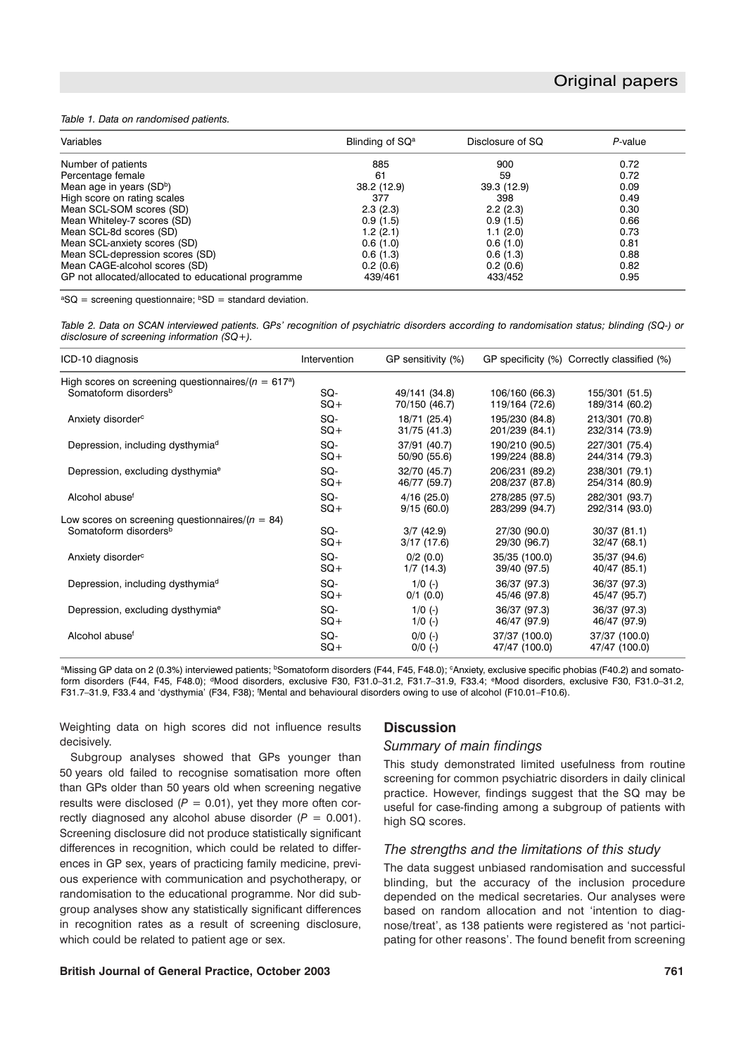*Table 1. Data on randomised patients.*

| Variables | Blinding of SQ[a] | Disclosure of SQ | *P*-value |
|---|---|---|---|
| Number of patients | 885 | 900 | 0.72 |
| Percentage female | 61 | 59 | 0.72 |
| Mean age in years (SD[b]) | 38.2 (12.9) | 39.3 (12.9) | 0.09 |
| High score on rating scales | 377 | 398 | 0.49 |
| Mean SCL-SOM scores (SD) | 2.3 (2.3) | 2.2 (2.3) | 0.30 |
| Mean Whiteley-7 scores (SD) | 0.9 (1.5) | 0.9 (1.5) | 0.66 |
| Mean SCL-8d scores (SD) | 1.2 (2.1) | 1.1 (2.0) | 0.73 |
| Mean SCL-anxiety scores (SD) | 0.6 (1.0) | 0.6 (1.0) | 0.81 |
| Mean SCL-depression scores (SD) | 0.6 (1.3) | 0.6 (1.3) | 0.88 |
| Mean CAGE-alcohol scores (SD) | 0.2 (0.6) | 0.2 (0.6) | 0.82 |
| GP not allocated/allocated to educational programme | 439/461 | 433/452 | 0.95 |

[a]SQ = screening questionnaire; [b]SD = standard deviation.

*Table 2. Data on SCAN interviewed patients. GPs' recognition of psychiatric disorders according to randomisation status; blinding (SQ-) or disclosure of screening information (SQ+).*

| ICD-10 diagnosis | Intervention | GP sensitivity (%) | GP specificity (%) | Correctly classified (%) |
|---|---|---|---|---|
| High scores on screening questionnaires/($n$ = 617[a]) | | | | |
| Somatoform disorders[b] | SQ- | 49/141 (34.8) | 106/160 (66.3) | 155/301 (51.5) |
| | SQ+ | 70/150 (46.7) | 119/164 (72.6) | 189/314 (60.2) |
| Anxiety disorder[c] | SQ- | 18/71 (25.4) | 195/230 (84.8) | 213/301 (70.8) |
| | SQ+ | 31/75 (41.3) | 201/239 (84.1) | 232/314 (73.9) |
| Depression, including dysthymia[d] | SQ- | 37/91 (40.7) | 190/210 (90.5) | 227/301 (75.4) |
| | SQ+ | 50/90 (55.6) | 199/224 (88.8) | 244/314 (79.3) |
| Depression, excluding dysthymia[e] | SQ- | 32/70 (45.7) | 206/231 (89.2) | 238/301 (79.1) |
| | SQ+ | 46/77 (59.7) | 208/237 (87.8) | 254/314 (80.9) |
| Alcohol abuse[f] | SQ- | 4/16 (25.0) | 278/285 (97.5) | 282/301 (93.7) |
| | SQ+ | 9/15 (60.0) | 283/299 (94.7) | 292/314 (93.0) |
| Low scores on screening questionnaires/($n$ = 84) | | | | |
| Somatoform disorders[b] | SQ- | 3/7 (42.9) | 27/30 (90.0) | 30/37 (81.1) |
| | SQ+ | 3/17 (17.6) | 29/30 (96.7) | 32/47 (68.1) |
| Anxiety disorder[c] | SQ- | 0/2 (0.0) | 35/35 (100.0) | 35/37 (94.6) |
| | SQ+ | 1/7 (14.3) | 39/40 (97.5) | 40/47 (85.1) |
| Depression, including dysthymia[d] | SQ- | 1/0 (-) | 36/37 (97.3) | 36/37 (97.3) |
| | SQ+ | 0/1 (0.0) | 45/46 (97.8) | 45/47 (95.7) |
| Depression, excluding dysthymia[e] | SQ- | 1/0 (-) | 36/37 (97.3) | 36/37 (97.3) |
| | SQ+ | 1/0 (-) | 46/47 (97.9) | 46/47 (97.9) |
| Alcohol abuse[f] | SQ- | 0/0 (-) | 37/37 (100.0) | 37/37 (100.0) |
| | SQ+ | 0/0 (-) | 47/47 (100.0) | 47/47 (100.0) |

[a]Missing GP data on 2 (0.3%) interviewed patients; [b]Somatoform disorders (F44, F45, F48.0); [c]Anxiety, exclusive specific phobias (F40.2) and somatoform disorders (F44, F45, F48.0); [d]Mood disorders, exclusive F30, F31.0–31.2, F31.7–31.9, F33.4; [e]Mood disorders, exclusive F30, F31.0–31.2, F31.7–31.9, F33.4 and 'dysthymia' (F34, F38); [f]Mental and behavioural disorders owing to use of alcohol (F10.01–F10.6).

Weighting data on high scores did not influence results decisively.

Subgroup analyses showed that GPs younger than 50 years old failed to recognise somatisation more often than GPs older than 50 years old when screening negative results were disclosed ($P = 0.01$), yet they more often correctly diagnosed any alcohol abuse disorder ($P = 0.001$). Screening disclosure did not produce statistically significant differences in recognition, which could be related to differences in GP sex, years of practicing family medicine, previous experience with communication and psychotherapy, or randomisation to the educational programme. Nor did subgroup analyses show any statistically significant differences in recognition rates as a result of screening disclosure, which could be related to patient age or sex.

## Discussion

### Summary of main findings

This study demonstrated limited usefulness from routine screening for common psychiatric disorders in daily clinical practice. However, findings suggest that the SQ may be useful for case-finding among a subgroup of patients with high SQ scores.

### The strengths and the limitations of this study

The data suggest unbiased randomisation and successful blinding, but the accuracy of the inclusion procedure depended on the medical secretaries. Our analyses were based on random allocation and not 'intention to diagnose/treat', as 138 patients were registered as 'not participating for other reasons'. The found benefit from screening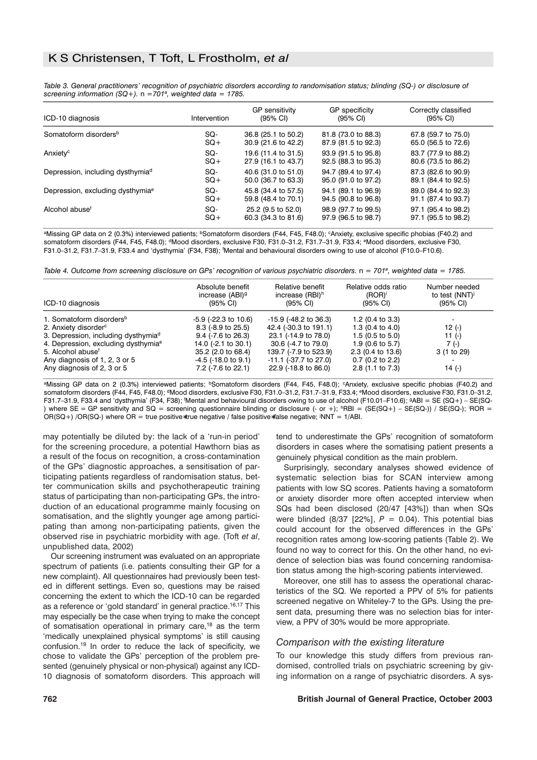*Table 3. General practitioners' recognition of psychiatric disorders according to randomisation status; blinding (SQ-) or disclosure of screening information (SQ+).* n $=701^{a}$, *weighted data = 1785.*

| ICD-10 diagnosis | Intervention | GP sensitivity (95% CI) | GP specificity (95% CI) | Correctly classified (95% CI) |
|---|---|---|---|---|
| Somatoform disorders[b] | SQ- | 36.8 (25.1 to 50.2) | 81.8 (73.0 to 88.3) | 67.8 (59.7 to 75.0) |
| | SQ+ | 30.9 (21.6 to 42.2) | 87.9 (81.5 to 92.3) | 65.0 (56.5 to 72.6) |
| Anxiety[c] | SQ- | 19.6 (11.4 to 31.5) | 93.9 (91.5 to 95.8) | 83.7 (77.9 to 88.2) |
| | SQ+ | 27.9 (16.1 to 43.7) | 92.5 (88.3 to 95.3) | 80.6 (73.5 to 86.2) |
| Depression, including dysthymia[d] | SQ- | 40.6 (31.0 to 51.0) | 94.7 (89.4 to 97.4) | 87.3 (82.6 to 90.9) |
| | SQ+ | 50.0 (36.7 to 63.3) | 95.0 (91.0 to 97.2) | 89.1 (84.4 to 92.5) |
| Depression, excluding dysthymia[e] | SQ- | 45.8 (34.4 to 57.5) | 94.1 (89.1 to 96.9) | 89.0 (84.4 to 92.3) |
| | SQ+ | 59.8 (48.4 to 70.1) | 94.5 (90.8 to 96.8) | 91.1 (87.4 to 93.7) |
| Alcohol abuse[f] | SQ- | 25.2 (9.5 to 52.0) | 98.9 (97.7 to 99.5) | 97.1 (95.4 to 98.2) |
| | SQ+ | 60.3 (34.3 to 81.6) | 97.9 (96.5 to 98.7) | 97.1 (95.5 to 98.2) |

[a]Missing GP data on 2 (0.3%) interviewed patients; [b]Somatoform disorders (F44, F45, F48.0); [c]Anxiety, exclusive specific phobias (F40.2) and somatoform disorders (F44, F45, F48.0); [d]Mood disorders, exclusive F30, F31.0–31.2, F31.7–31.9, F33.4; [e]Mood disorders, exclusive F30, F31.0–31.2, F31.7–31.9, F33.4 and 'dysthymia' (F34, F38); [f]Mental and behavioural disorders owing to use of alcohol (F10.0–F10.6).

*Table 4. Outcome from screening disclosure on GPs' recognition of various psychiatric disorders.* n $= 701^{a}$, *weighted data = 1785.*

| ICD-10 diagnosis | Absolute benefit increase (ABI)[g] (95% CI) | Relative benefit increase (RBI)[h] (95% CI) | Relative odds ratio (ROR)[i] (95% CI) | Number needed to test (NNT)[j] (95% CI) |
|---|---|---|---|---|
| 1. Somatoform disorders[b] | -5.9 (-22.3 to 10.6) | -15.9 (-48.2 to 36.3) | 1.2 (0.4 to 3.3) | - |
| 2. Anxiety disorder[c] | 8.3 (-8.9 to 25.5) | 42.4 (-30.3 to 191.1) | 1.3 (0.4 to 4.0) | 12 (-) |
| 3. Depression, including dysthymia[d] | 9.4 (-7.6 to 26.3) | 23.1 (-14.9 to 78.0) | 1.5 (0.5 to 5.0) | 11 (-) |
| 4. Depression, excluding dysthymia[e] | 14.0 (-2.1 to 30.1) | 30.6 (-4.7 to 79.0) | 1.9 (0.6 to 5.7) | 7 (-) |
| 5. Alcohol abuse[f] | 35.2 (2.0 to 68.4) | 139.7 (-7.9 to 523.9) | 2.3 (0.4 to 13.6) | 3 (1 to 29) |
| Any diagnosis of 1, 2, 3 or 5 | -4.5 (-18.0 to 9.1) | -11.1 (-37.7 to 27.0) | 0.7 (0.2 to 2.2) | - |
| Any diagnosis of 2, 3 or 5 | 7.2 (-7.6 to 22.1) | 22.9 (-18.8 to 86.0) | 2.8 (1.1 to 7.3) | 14 (-) |

[a]Missing GP data on 2 (0.3%) interviewed patients; [b]Somatoform disorders (F44, F45, F48.0); [c]Anxiety, exclusive specific phobias (F40.2) and somatoform disorders (F44, F45, F48.0); [d]Mood disorders, exclusive F30, F31.0–31.2, F31.7–31.9, F33.4; [e]Mood disorders, exclusive F30, F31.0–31.2, F31.7–31.9, F33.4 and 'dysthymia' (F34, F38); [f]Mental and behavioural disorders owing to use of alcohol (F10.01–F10.6); [g]ABI = SE (SQ+) – SE(SQ-) where SE = GP sensitivity and SQ = screening questionnaire blinding or disclosure (- or +); [h]RBI = (SE(SQ+) – SE(SQ-)) / SE(SQ-); [i]ROR = OR(SQ+) /OR(SQ-) where OR = true positive*true negative / false positive*false negative; [j]NNT = 1/ABI.

may potentially be diluted by: the lack of a 'run-in period' for the screening procedure, a potential Hawthorn bias as a result of the focus on recognition, a cross-contamination of the GPs' diagnostic approaches, a sensitisation of participating patients regardless of randomisation status, better communication skills and psychotherapeutic training status of participating than non-participating GPs, the introduction of an educational programme mainly focusing on somatisation, and the slightly younger age among participating than among non-participating patients, given the observed rise in psychiatric morbidity with age. (Toft *et al*, unpublished data, 2002)

Our screening instrument was evaluated on an appropriate spectrum of patients (i.e. patients consulting their GP for a new complaint). All questionnaires had previously been tested in different settings. Even so, questions may be raised concerning the extent to which the ICD-10 can be regarded as a reference or 'gold standard' in general practice.[16,17] This may especially be the case when trying to make the concept of somatisation operational in primary care,[18] as the term 'medically unexplained physical symptoms' is still causing confusion.[19] In order to reduce the lack of specificity, we chose to validate the GPs' perception of the problem presented (genuinely physical or non-physical) against any ICD-10 diagnosis of somatoform disorders. This approach will tend to underestimate the GPs' recognition of somatoform disorders in cases where the somatising patient presents a genuinely physical condition as the main problem.

Surprisingly, secondary analyses showed evidence of systematic selection bias for SCAN interview among patients with low SQ scores. Patients having a somatoform or anxiety disorder more often accepted interview when SQs had been disclosed (20/47 [43%]) than when SQs were blinded (8/37 [22%], $P = 0.04$). This potential bias could account for the observed differences in the GPs' recognition rates among low-scoring patients (Table 2). We found no way to correct for this. On the other hand, no evidence of selection bias was found concerning randomisation status among the high-scoring patients interviewed.

Moreover, one still has to assess the operational characteristics of the SQ. We reported a PPV of 5% for patients screened negative on Whiteley-7 to the GPs. Using the present data, presuming there was no selection bias for interview, a PPV of 30% would be more appropriate.

### Comparison with the existing literature

To our knowledge this study differs from previous randomised, controlled trials on psychiatric screening by giving information on a range of psychiatric disorders. A sys-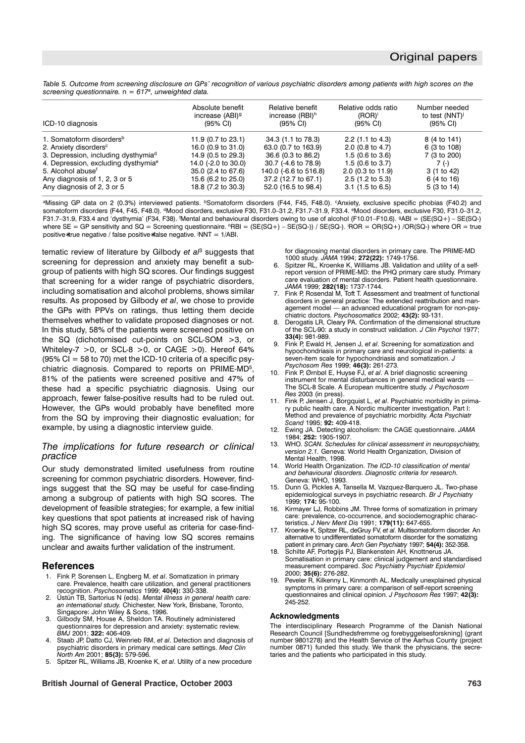*Table 5. Outcome from screening disclosure on GPs' recognition of various psychiatric disorders among patients with high scores on the screening questionnaire.* n = 617[a], *unweighted data.*

| ICD-10 diagnosis | Absolute benefit increase (ABI)[g] (95% CI) | Relative benefit increase (RBI)[h] (95% CI) | Relative odds ratio (ROR)[i] (95% CI) | Number needed to test (NNT)[j] (95% CI) |
|---|---|---|---|---|
| 1. Somatoform disorders[b] | 11.9 (0.7 to 23.1) | 34.3 (1.1 to 78.3) | 2.2 (1.1 to 4.3) | 8 (4 to 141) |
| 2. Anxiety disorders[c] | 16.0 (0.9 to 31.0) | 63.0 (0.7 to 163.9) | 2.0 (0.8 to 4.7) | 6 (3 to 108) |
| 3. Depression, including dysthymia[d] | 14.9 (0.5 to 29.3) | 36.6 (0.3 to 86.2) | 1.5 (0.6 to 3.6) | 7 (3 to 200) |
| 4. Depression, excluding dysthymia[e] | 14.0 (-2.0 to 30.0) | 30.7 (-4.6 to 78.9) | 1.5 (0.6 to 3.7) | 7 (-) |
| 5. Alcohol abuse[f] | 35.0 (2.4 to 67.6) | 140.0 (-6.6 to 516.8) | 2.0 (0.3 to 11.9) | 3 (1 to 42) |
| Any diagnosis of 1, 2, 3 or 5 | 15.6 (6.2 to 25.0) | 37.2 (12.7 to 67.1) | 2.5 (1.2 to 5.3) | 6 (4 to 16) |
| Any diagnosis of 2, 3 or 5 | 18.8 (7.2 to 30.3) | 52.0 (16.5 to 98.4) | 3.1 (1.5 to 6.5) | 5 (3 to 14) |

[a]Missing GP data on 2 (0.3%) interviewed patients. [b]Somatoform disorders (F44, F45, F48.0). [c]Anxiety, exclusive specific phobias (F40.2) and somatoform disorders (F44, F45, F48.0). [d]Mood disorders, exclusive F30, F31.0–31.2, F31.7–31.9, F33.4. [e]Mood disorders, exclusive F30, F31.0–31.2, F31.7–31.9, F33.4 and 'dysthymia' (F34, F38). [f]Mental and behavioural disorders owing to use of alcohol (F10.01–F10.6). [g]ABI = (SE(SQ+) – SE(SQ-) where SE = GP sensitivity and SQ = Screening questionnaire. [h]RBI = (SE(SQ+) – SE(SQ-)) / SE(SQ-). [i]ROR = OR(SQ+) /OR(SQ-) where OR = true positive*true negative / false positive*false negative. [j]NNT = 1/ABI.

tematic review of literature by Gilbody *et al*[3] suggests that screening for depression and anxiety may benefit a subgroup of patients with high SQ scores. Our findings suggest that screening for a wider range of psychiatric disorders, including somatisation and alcohol problems, shows similar results. As proposed by Gilbody *et al*, we chose to provide the GPs with PPVs on ratings, thus letting them decide themselves whether to validate proposed diagnoses or not. In this study, 58% of the patients were screened positive on the SQ (dichotomised cut-points on SCL-SOM >3, or Whiteley-7 >0, or SCL-8 >0, or CAGE >0). Hereof 64% (95% CI = 58 to 70) met the ICD-10 criteria of a specific psychiatric diagnosis. Compared to reports on PRIME-MD[5], 81% of the patients were screened positive and 47% of these had a specific psychiatric diagnosis. Using our approach, fewer false-positive results had to be ruled out. However, the GPs would probably have benefited more from the SQ by improving their diagnostic evaluation; for example, by using a diagnostic interview guide.

### *The implications for future research or clinical practice*

Our study demonstrated limited usefulness from routine screening for common psychiatric disorders. However, findings suggest that the SQ may be useful for case-finding among a subgroup of patients with high SQ scores. The development of feasible strategies; for example, a few initial key questions that spot patients at increased risk of having high SQ scores, may prove useful as criteria for case-finding. The significance of having low SQ scores remains unclear and awaits further validation of the instrument.

## References

1. Fink P, Sorensen L, Engberg M, *et al*. Somatization in primary care. Prevalence, health care utilization, and general practitioners recognition. *Psychosomatics* 1999; **40(4):** 330-338.
2. Üstün TB, Sartorius N (eds). *Mental illness in general health care: an international study.* Chichester, New York, Brisbane, Toronto, Singapore: John Wiley & Sons, 1996.
3. Gilbody SM, House A, Sheldon TA. Routinely administered questionnaires for depression and anxiety: systematic review. *BMJ* 2001; **322:** 406-409.
4. Staab JP, Datto CJ, Weinrieb RM, *et al*. Detection and diagnosis of psychiatric disorders in primary medical care settings. *Med Clin North Am* 2001; **85(3):** 579-596.
5. Spitzer RL, Williams JB, Kroenke K, *et al*. Utility of a new procedure for diagnosing mental disorders in primary care. The PRIME-MD 1000 study. *JAMA* 1994; **272(22):** 1749-1756.
6. Spitzer RL, Kroenke K, Williams JB. Validation and utility of a self-report version of PRIME-MD: the PHQ primary care study. Primary care evaluation of mental disorders. Patient health questionnaire. *JAMA* 1999; **282(18):** 1737-1744.
7. Fink P, Rosendal M, Toft T. Assessment and treatment of functional disorders in general practice: The extended reattribution and management model — an advanced educational program for non-psychiatric doctors. *Psychosomatics* 2002; **43(2):** 93-131.
8. Derogatis LR, Cleary PA. Confirmation of the dimensional structure of the SCL-90: a study in construct validation. *J Clin Psychol* 1977; **33(4):** 981-989.
9. Fink P, Ewald H, Jensen J, *et al*. Screening for somatization and hypochondriasis in primary care and neurological in-patients: a seven-item scale for hypochondriasis and somatization. *J Psychosom Res* 1999; **46(3):** 261-273.
10. Fink P, Ørnbøl E, Huyse FJ, *et al*. A brief diagnostic screening instrument for mental disturbances in general medical wards — The SCL-8 Scale. A European multicentre study. *J Psychosom Res* 2003 (in press).
11. Fink P, Jensen J, Borgquist L, *et al*. Psychiatric morbidity in primary public health care. A Nordic multicenter investigation. Part I: Method and prevalence of psychiatric morbidity. *Acta Psychiatr Scand* 1995; **92:** 409-418.
12. Ewing JA. Detecting alcoholism: the CAGE questionnaire. *JAMA* 1984; **252:** 1905-1907.
13. WHO. *SCAN. Schedules for clinical assessment in neuropsychiatry, version 2.1.* Geneva: World Health Organization, Division of Mental Health, 1998.
14. World Health Organization. *The ICD-10 classification of mental and behavioural disorders. Diagnostic criteria for research.* Geneva: WHO, 1993.
15. Dunn G, Pickles A, Tansella M, Vazquez-Barquero JL. Two-phase epidemiological surveys in psychiatric research. *Br J Psychiatry* 1999; **174:** 95-100.
16. Kirmayer LJ, Robbins JM. Three forms of somatization in primary care: prevalence, co-occurrence, and sociodemographic characteristics. *J Nerv Ment Dis* 1991; **179(11):** 647-655.
17. Kroenke K, Spitzer RL, deGruy FV, *et al*. Multisomatoform disorder. An alternative to undifferentiated somatoform disorder for the somatizing patient in primary care. *Arch Gen Psychiatry* 1997; **54(4):** 352-358.
18. Schilte AF, Portegijs PJ, Blankenstein AH, Knottnerus JA. Somatisation in primary care: clinical judgement and standardised measurement compared. *Soc Psychiatry Psychiatr Epidemiol* 2000; **35(6):** 276-282.
19. Peveler R, Kilkenny L, Kinmonth AL. Medically unexplained physical symptoms in primary care: a comparison of self-report screening questionnaires and clinical opinion. *J Psychosom Res* 1997; **42(3):** 245-252.

### Acknowledgments

The interdisciplinary Research Programme of the Danish National Research Council [Sundhedsfremme og forebyggelsesforskning] (grant number 9801278) and the Health Service of the Aarhus County (project number 0871) funded this study. We thank the physicians, the secretaries and the patients who participated in this study.